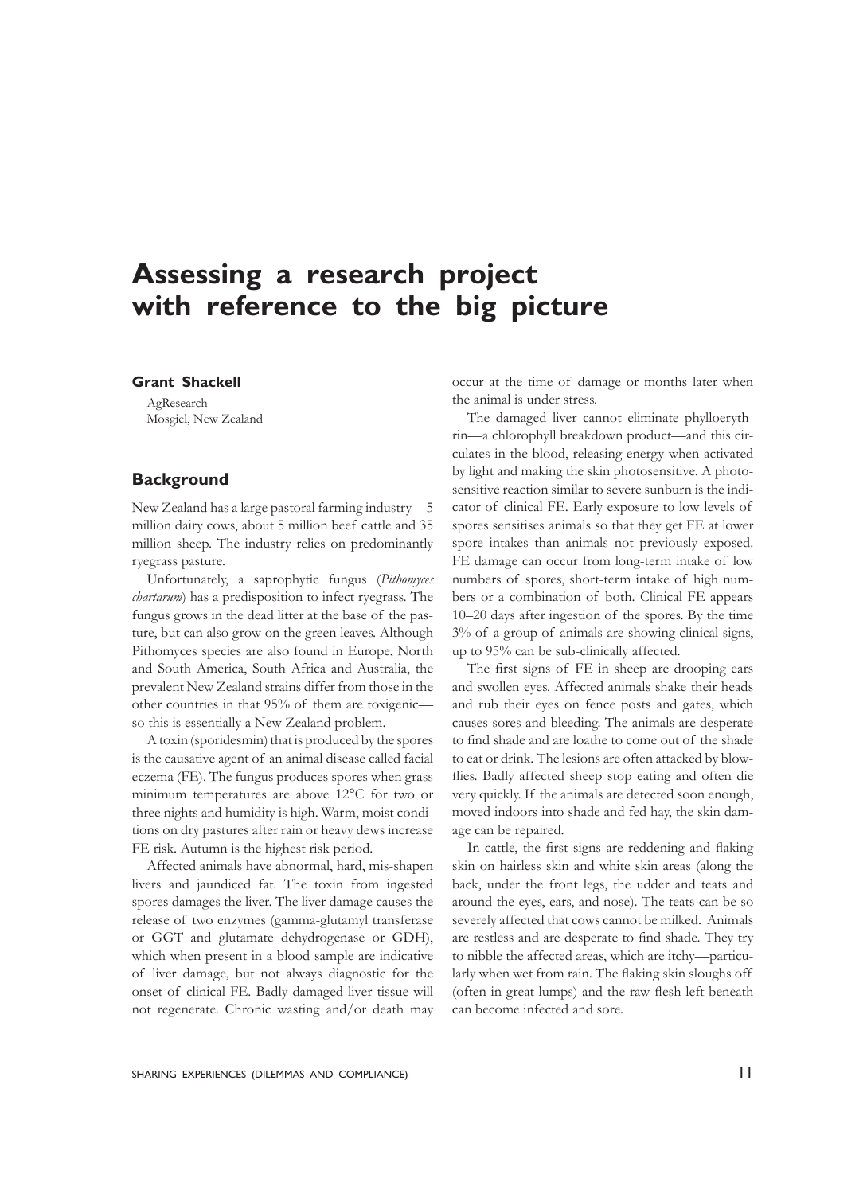# Assessing a research project with reference to the big picture

**Grant Shackell**

AgResearch
Mosgiel, New Zealand

## Background

New Zealand has a large pastoral farming industry—5 million dairy cows, about 5 million beef cattle and 35 million sheep. The industry relies on predominantly ryegrass pasture.

Unfortunately, a saprophytic fungus (*Pithomyces chartarum*) has a predisposition to infect ryegrass. The fungus grows in the dead litter at the base of the pasture, but can also grow on the green leaves. Although Pithomyces species are also found in Europe, North and South America, South Africa and Australia, the prevalent New Zealand strains differ from those in the other countries in that 95% of them are toxigenic—so this is essentially a New Zealand problem.

A toxin (sporidesmin) that is produced by the spores is the causative agent of an animal disease called facial eczema (FE). The fungus produces spores when grass minimum temperatures are above 12°C for two or three nights and humidity is high. Warm, moist conditions on dry pastures after rain or heavy dews increase FE risk. Autumn is the highest risk period.

Affected animals have abnormal, hard, mis-shapen livers and jaundiced fat. The toxin from ingested spores damages the liver. The liver damage causes the release of two enzymes (gamma-glutamyl transferase or GGT and glutamate dehydrogenase or GDH), which when present in a blood sample are indicative of liver damage, but not always diagnostic for the onset of clinical FE. Badly damaged liver tissue will not regenerate. Chronic wasting and/or death may occur at the time of damage or months later when the animal is under stress.

The damaged liver cannot eliminate phylloerythrin—a chlorophyll breakdown product—and this circulates in the blood, releasing energy when activated by light and making the skin photosensitive. A photosensitive reaction similar to severe sunburn is the indicator of clinical FE. Early exposure to low levels of spores sensitises animals so that they get FE at lower spore intakes than animals not previously exposed. FE damage can occur from long-term intake of low numbers of spores, short-term intake of high numbers or a combination of both. Clinical FE appears 10–20 days after ingestion of the spores. By the time 3% of a group of animals are showing clinical signs, up to 95% can be sub-clinically affected.

The first signs of FE in sheep are drooping ears and swollen eyes. Affected animals shake their heads and rub their eyes on fence posts and gates, which causes sores and bleeding. The animals are desperate to find shade and are loathe to come out of the shade to eat or drink. The lesions are often attacked by blowflies. Badly affected sheep stop eating and often die very quickly. If the animals are detected soon enough, moved indoors into shade and fed hay, the skin damage can be repaired.

In cattle, the first signs are reddening and flaking skin on hairless skin and white skin areas (along the back, under the front legs, the udder and teats and around the eyes, ears, and nose). The teats can be so severely affected that cows cannot be milked. Animals are restless and are desperate to find shade. They try to nibble the affected areas, which are itchy—particularly when wet from rain. The flaking skin sloughs off (often in great lumps) and the raw flesh left beneath can become infected and sore.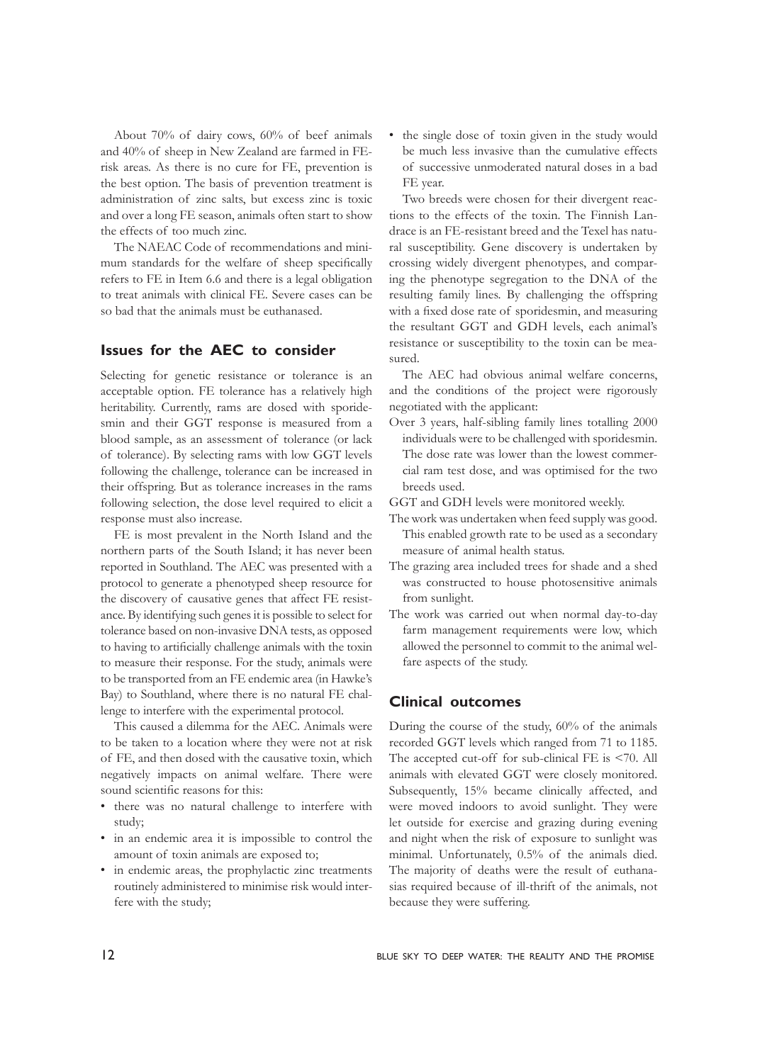About 70% of dairy cows, 60% of beef animals and 40% of sheep in New Zealand are farmed in FE-risk areas. As there is no cure for FE, prevention is the best option. The basis of prevention treatment is administration of zinc salts, but excess zinc is toxic and over a long FE season, animals often start to show the effects of too much zinc.

The NAEAC Code of recommendations and minimum standards for the welfare of sheep specifically refers to FE in Item 6.6 and there is a legal obligation to treat animals with clinical FE. Severe cases can be so bad that the animals must be euthanased.

## Issues for the AEC to consider

Selecting for genetic resistance or tolerance is an acceptable option. FE tolerance has a relatively high heritability. Currently, rams are dosed with sporidesmin and their GGT response is measured from a blood sample, as an assessment of tolerance (or lack of tolerance). By selecting rams with low GGT levels following the challenge, tolerance can be increased in their offspring. But as tolerance increases in the rams following selection, the dose level required to elicit a response must also increase.

FE is most prevalent in the North Island and the northern parts of the South Island; it has never been reported in Southland. The AEC was presented with a protocol to generate a phenotyped sheep resource for the discovery of causative genes that affect FE resistance. By identifying such genes it is possible to select for tolerance based on non-invasive DNA tests, as opposed to having to artificially challenge animals with the toxin to measure their response. For the study, animals were to be transported from an FE endemic area (in Hawke's Bay) to Southland, where there is no natural FE challenge to interfere with the experimental protocol.

This caused a dilemma for the AEC. Animals were to be taken to a location where they were not at risk of FE, and then dosed with the causative toxin, which negatively impacts on animal welfare. There were sound scientific reasons for this:

- there was no natural challenge to interfere with study;
- in an endemic area it is impossible to control the amount of toxin animals are exposed to;
- in endemic areas, the prophylactic zinc treatments routinely administered to minimise risk would interfere with the study;
- the single dose of toxin given in the study would be much less invasive than the cumulative effects of successive unmoderated natural doses in a bad FE year.

Two breeds were chosen for their divergent reactions to the effects of the toxin. The Finnish Landrace is an FE-resistant breed and the Texel has natural susceptibility. Gene discovery is undertaken by crossing widely divergent phenotypes, and comparing the phenotype segregation to the DNA of the resulting family lines. By challenging the offspring with a fixed dose rate of sporidesmin, and measuring the resultant GGT and GDH levels, each animal's resistance or susceptibility to the toxin can be measured.

The AEC had obvious animal welfare concerns, and the conditions of the project were rigorously negotiated with the applicant:

Over 3 years, half-sibling family lines totalling 2000 individuals were to be challenged with sporidesmin. The dose rate was lower than the lowest commercial ram test dose, and was optimised for the two breeds used.

GGT and GDH levels were monitored weekly.

The work was undertaken when feed supply was good. This enabled growth rate to be used as a secondary measure of animal health status.

The grazing area included trees for shade and a shed was constructed to house photosensitive animals from sunlight.

The work was carried out when normal day-to-day farm management requirements were low, which allowed the personnel to commit to the animal welfare aspects of the study.

## Clinical outcomes

During the course of the study, 60% of the animals recorded GGT levels which ranged from 71 to 1185. The accepted cut-off for sub-clinical FE is <70. All animals with elevated GGT were closely monitored. Subsequently, 15% became clinically affected, and were moved indoors to avoid sunlight. They were let outside for exercise and grazing during evening and night when the risk of exposure to sunlight was minimal. Unfortunately, 0.5% of the animals died. The majority of deaths were the result of euthanasias required because of ill-thrift of the animals, not because they were suffering.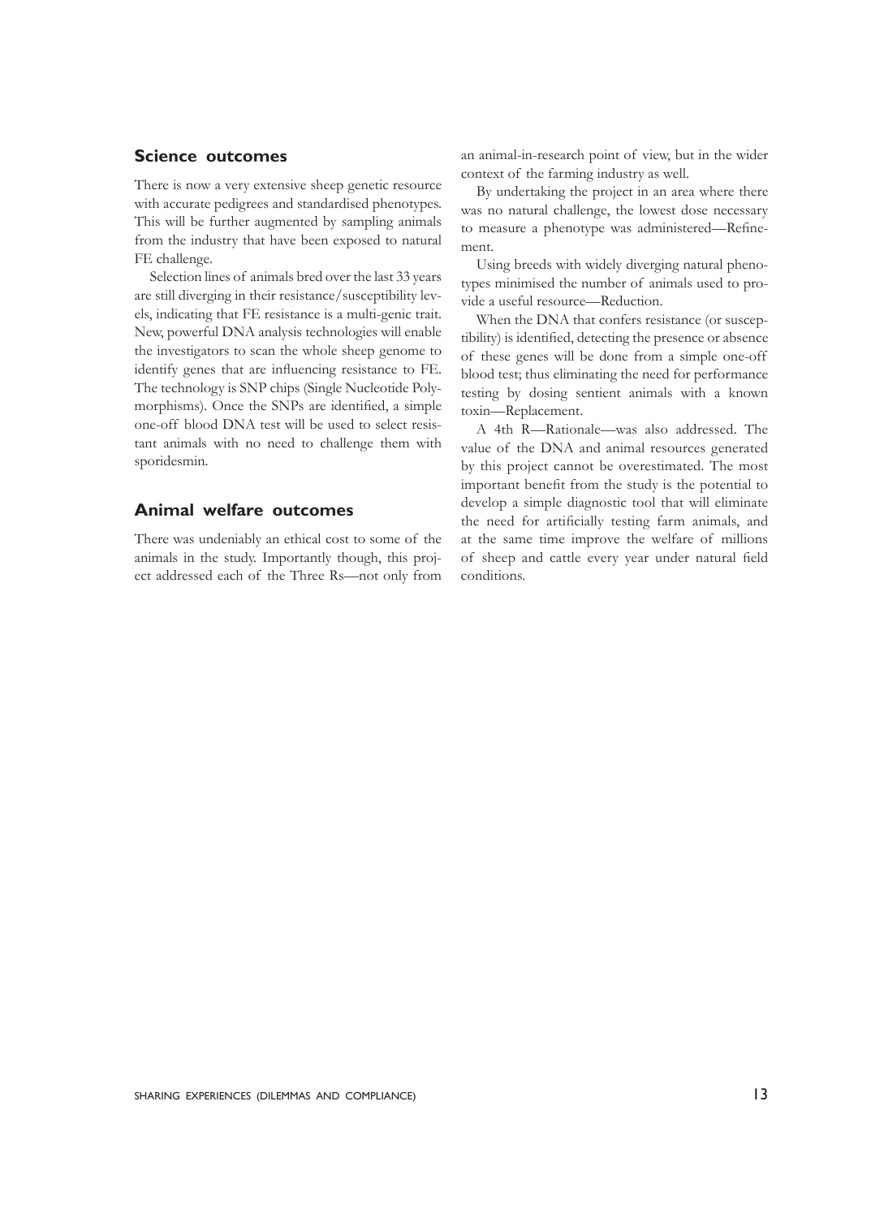## Science outcomes

There is now a very extensive sheep genetic resource with accurate pedigrees and standardised phenotypes. This will be further augmented by sampling animals from the industry that have been exposed to natural FE challenge.

Selection lines of animals bred over the last 33 years are still diverging in their resistance/susceptibility levels, indicating that FE resistance is a multi-genic trait. New, powerful DNA analysis technologies will enable the investigators to scan the whole sheep genome to identify genes that are influencing resistance to FE. The technology is SNP chips (Single Nucleotide Polymorphisms). Once the SNPs are identified, a simple one-off blood DNA test will be used to select resistant animals with no need to challenge them with sporidesmin.

## Animal welfare outcomes

There was undeniably an ethical cost to some of the animals in the study. Importantly though, this project addressed each of the Three Rs—not only from an animal-in-research point of view, but in the wider context of the farming industry as well.

By undertaking the project in an area where there was no natural challenge, the lowest dose necessary to measure a phenotype was administered—Refinement.

Using breeds with widely diverging natural phenotypes minimised the number of animals used to provide a useful resource—Reduction.

When the DNA that confers resistance (or susceptibility) is identified, detecting the presence or absence of these genes will be done from a simple one-off blood test; thus eliminating the need for performance testing by dosing sentient animals with a known toxin—Replacement.

A 4th R—Rationale—was also addressed. The value of the DNA and animal resources generated by this project cannot be overestimated. The most important benefit from the study is the potential to develop a simple diagnostic tool that will eliminate the need for artificially testing farm animals, and at the same time improve the welfare of millions of sheep and cattle every year under natural field conditions.